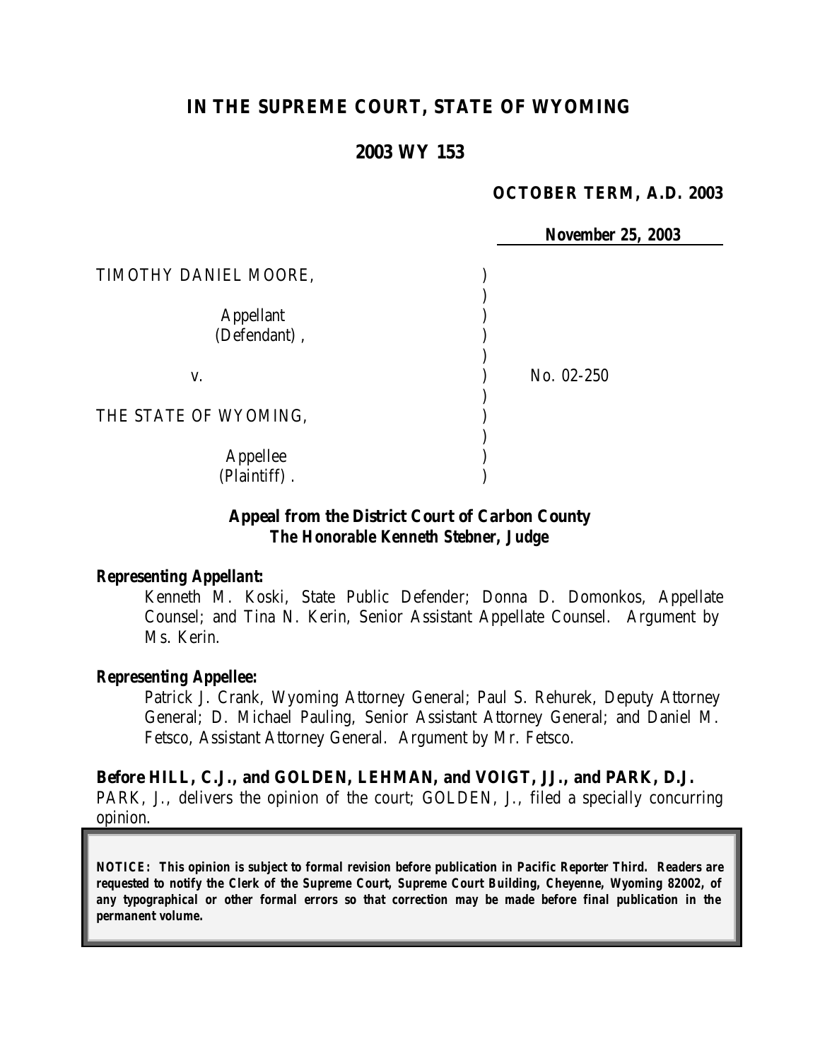# IN THE SUPREME COURT, STATE OF WYOMING

## 2003 WY 153

**OCTOBER TERM, A.D. 2003**

**November 25, 2003**

| | | |
|---|---|---|
| TIMOTHY DANIEL MOORE, | ) | |
| | ) | |
| Appellant | ) | |
| (Defendant) , | ) | |
| | ) | |
| v. | ) | No. 02-250 |
| | ) | |
| THE STATE OF WYOMING, | ) | |
| | ) | |
| Appellee | ) | |
| (Plaintiff) . | ) | |

***Appeal from the District Court of Carbon County***
***The Honorable Kenneth Stebner, Judge***

***Representing Appellant:***

Kenneth M. Koski, State Public Defender; Donna D. Domonkos, Appellate Counsel; and Tina N. Kerin, Senior Assistant Appellate Counsel. Argument by Ms. Kerin.

***Representing Appellee:***

Patrick J. Crank, Wyoming Attorney General; Paul S. Rehurek, Deputy Attorney General; D. Michael Pauling, Senior Assistant Attorney General; and Daniel M. Fetsco, Assistant Attorney General. Argument by Mr. Fetsco.

**Before HILL, C.J., and GOLDEN, LEHMAN, and VOIGT, JJ., and PARK, D.J.**

PARK, J., delivers the opinion of the court; GOLDEN, J., filed a specially concurring opinion.

***NOTICE: This opinion is subject to formal revision before publication in Pacific Reporter Third. Readers are requested to notify the Clerk of the Supreme Court, Supreme Court Building, Cheyenne, Wyoming 82002, of any typographical or other formal errors so that correction may be made before final publication in the permanent volume.***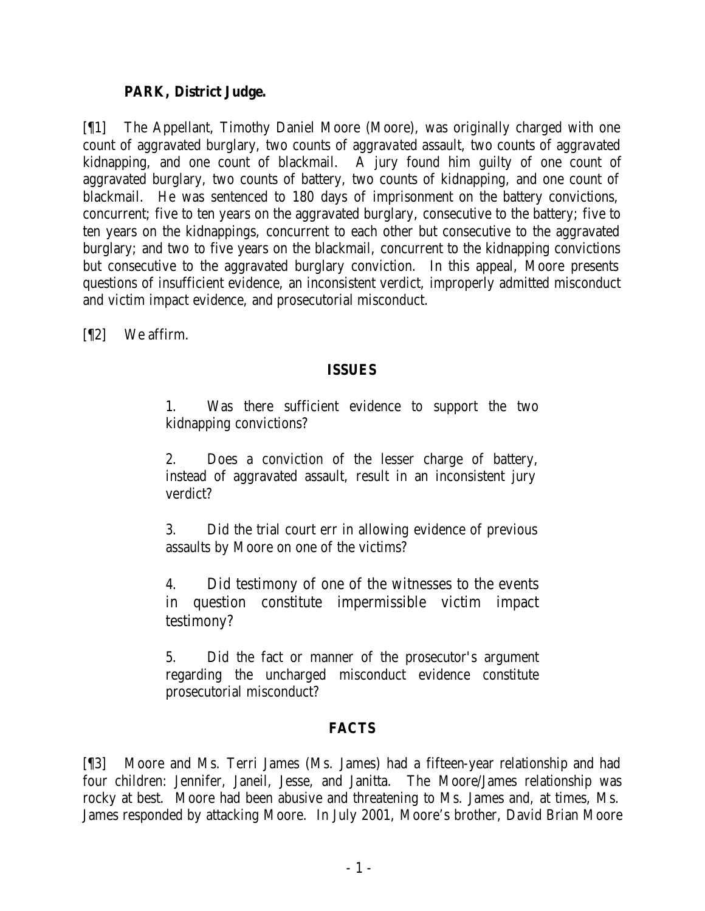**PARK, District Judge.**

[¶1] The Appellant, Timothy Daniel Moore (Moore), was originally charged with one count of aggravated burglary, two counts of aggravated assault, two counts of aggravated kidnapping, and one count of blackmail. A jury found him guilty of one count of aggravated burglary, two counts of battery, two counts of kidnapping, and one count of blackmail. He was sentenced to 180 days of imprisonment on the battery convictions, concurrent; five to ten years on the aggravated burglary, consecutive to the battery; five to ten years on the kidnappings, concurrent to each other but consecutive to the aggravated burglary; and two to five years on the blackmail, concurrent to the kidnapping convictions but consecutive to the aggravated burglary conviction. In this appeal, Moore presents questions of insufficient evidence, an inconsistent verdict, improperly admitted misconduct and victim impact evidence, and prosecutorial misconduct.

[¶2] We affirm.

## ISSUES

> 1. Was there sufficient evidence to support the two kidnapping convictions?
>
> 2. Does a conviction of the lesser charge of battery, instead of aggravated assault, result in an inconsistent jury verdict?
>
> 3. Did the trial court err in allowing evidence of previous assaults by Moore on one of the victims?
>
> 4. Did testimony of one of the witnesses to the events in question constitute impermissible victim impact testimony?
>
> 5. Did the fact or manner of the prosecutor's argument regarding the uncharged misconduct evidence constitute prosecutorial misconduct?

## FACTS

[¶3] Moore and Ms. Terri James (Ms. James) had a fifteen-year relationship and had four children: Jennifer, Janeil, Jesse, and Janitta. The Moore/James relationship was rocky at best. Moore had been abusive and threatening to Ms. James and, at times, Ms. James responded by attacking Moore. In July 2001, Moore's brother, David Brian Moore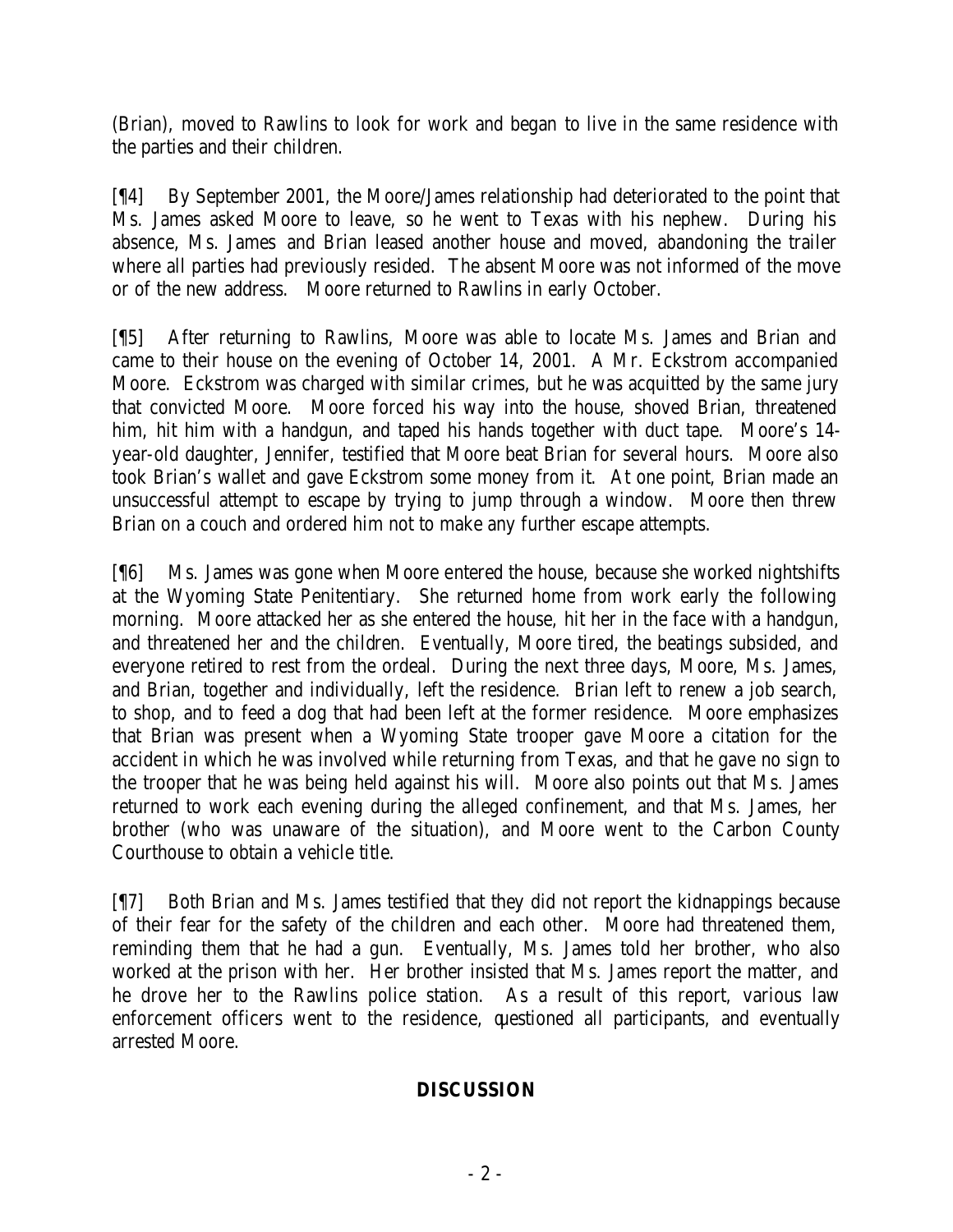(Brian), moved to Rawlins to look for work and began to live in the same residence with the parties and their children.

[¶4] By September 2001, the Moore/James relationship had deteriorated to the point that Ms. James asked Moore to leave, so he went to Texas with his nephew. During his absence, Ms. James and Brian leased another house and moved, abandoning the trailer where all parties had previously resided. The absent Moore was not informed of the move or of the new address. Moore returned to Rawlins in early October.

[¶5] After returning to Rawlins, Moore was able to locate Ms. James and Brian and came to their house on the evening of October 14, 2001. A Mr. Eckstrom accompanied Moore. Eckstrom was charged with similar crimes, but he was acquitted by the same jury that convicted Moore. Moore forced his way into the house, shoved Brian, threatened him, hit him with a handgun, and taped his hands together with duct tape. Moore's 14-year-old daughter, Jennifer, testified that Moore beat Brian for several hours. Moore also took Brian's wallet and gave Eckstrom some money from it. At one point, Brian made an unsuccessful attempt to escape by trying to jump through a window. Moore then threw Brian on a couch and ordered him not to make any further escape attempts.

[¶6] Ms. James was gone when Moore entered the house, because she worked nightshifts at the Wyoming State Penitentiary. She returned home from work early the following morning. Moore attacked her as she entered the house, hit her in the face with a handgun, and threatened her and the children. Eventually, Moore tired, the beatings subsided, and everyone retired to rest from the ordeal. During the next three days, Moore, Ms. James, and Brian, together and individually, left the residence. Brian left to renew a job search, to shop, and to feed a dog that had been left at the former residence. Moore emphasizes that Brian was present when a Wyoming State trooper gave Moore a citation for the accident in which he was involved while returning from Texas, and that he gave no sign to the trooper that he was being held against his will. Moore also points out that Ms. James returned to work each evening during the alleged confinement, and that Ms. James, her brother (who was unaware of the situation), and Moore went to the Carbon County Courthouse to obtain a vehicle title.

[¶7] Both Brian and Ms. James testified that they did not report the kidnappings because of their fear for the safety of the children and each other. Moore had threatened them, reminding them that he had a gun. Eventually, Ms. James told her brother, who also worked at the prison with her. Her brother insisted that Ms. James report the matter, and he drove her to the Rawlins police station. As a result of this report, various law enforcement officers went to the residence, questioned all participants, and eventually arrested Moore.

## DISCUSSION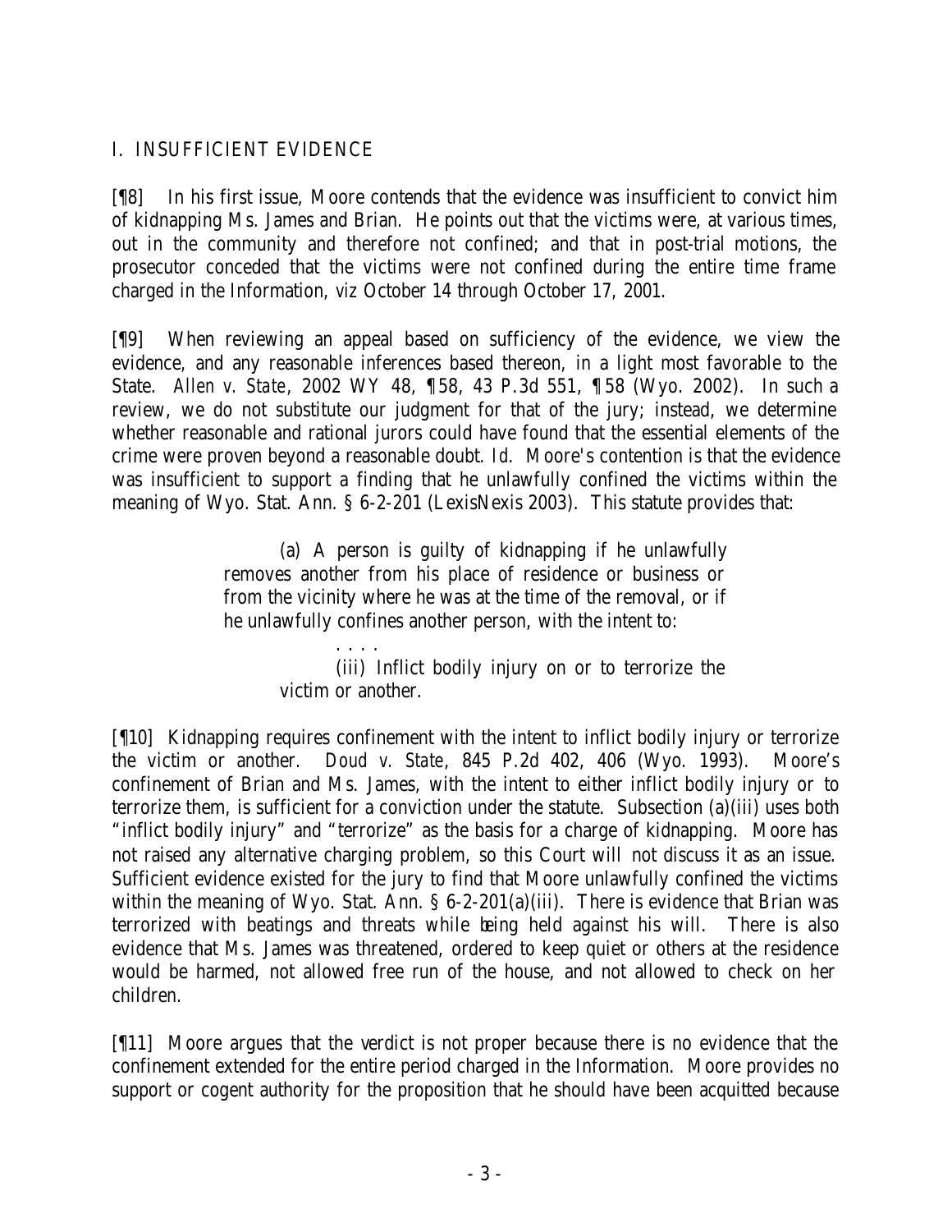## I. INSUFFICIENT EVIDENCE

[¶8] In his first issue, Moore contends that the evidence was insufficient to convict him of kidnapping Ms. James and Brian. He points out that the victims were, at various times, out in the community and therefore not confined; and that in post-trial motions, the prosecutor conceded that the victims were not confined during the entire time frame charged in the Information, *viz* October 14 through October 17, 2001.

[¶9] When reviewing an appeal based on sufficiency of the evidence, we view the evidence, and any reasonable inferences based thereon, in a light most favorable to the State. *Allen v. State*, 2002 WY 48, ¶58, 43 P.3d 551, ¶58 (Wyo. 2002). In such a review, we do not substitute our judgment for that of the jury; instead, we determine whether reasonable and rational jurors could have found that the essential elements of the crime were proven beyond a reasonable doubt. *Id.* Moore's contention is that the evidence was insufficient to support a finding that he unlawfully confined the victims within the meaning of Wyo. Stat. Ann. § 6-2-201 (LexisNexis 2003). This statute provides that:

> (a) A person is guilty of kidnapping if he unlawfully removes another from his place of residence or business or from the vicinity where he was at the time of the removal, or if he unlawfully confines another person, with the intent to:
>
> . . . .
>
> (iii) Inflict bodily injury on or to terrorize the victim or another.

[¶10] Kidnapping requires confinement with the intent to inflict bodily injury or terrorize the victim or another. *Doud v. State*, 845 P.2d 402, 406 (Wyo. 1993). Moore's confinement of Brian and Ms. James, with the intent to either inflict bodily injury or to terrorize them, is sufficient for a conviction under the statute. Subsection (a)(iii) uses both "inflict bodily injury" and "terrorize" as the basis for a charge of kidnapping. Moore has not raised any alternative charging problem, so this Court will not discuss it as an issue. Sufficient evidence existed for the jury to find that Moore unlawfully confined the victims within the meaning of Wyo. Stat. Ann. § 6-2-201(a)(iii). There is evidence that Brian was terrorized with beatings and threats while being held against his will. There is also evidence that Ms. James was threatened, ordered to keep quiet or others at the residence would be harmed, not allowed free run of the house, and not allowed to check on her children.

[¶11] Moore argues that the verdict is not proper because there is no evidence that the confinement extended for the entire period charged in the Information. Moore provides no support or cogent authority for the proposition that he should have been acquitted because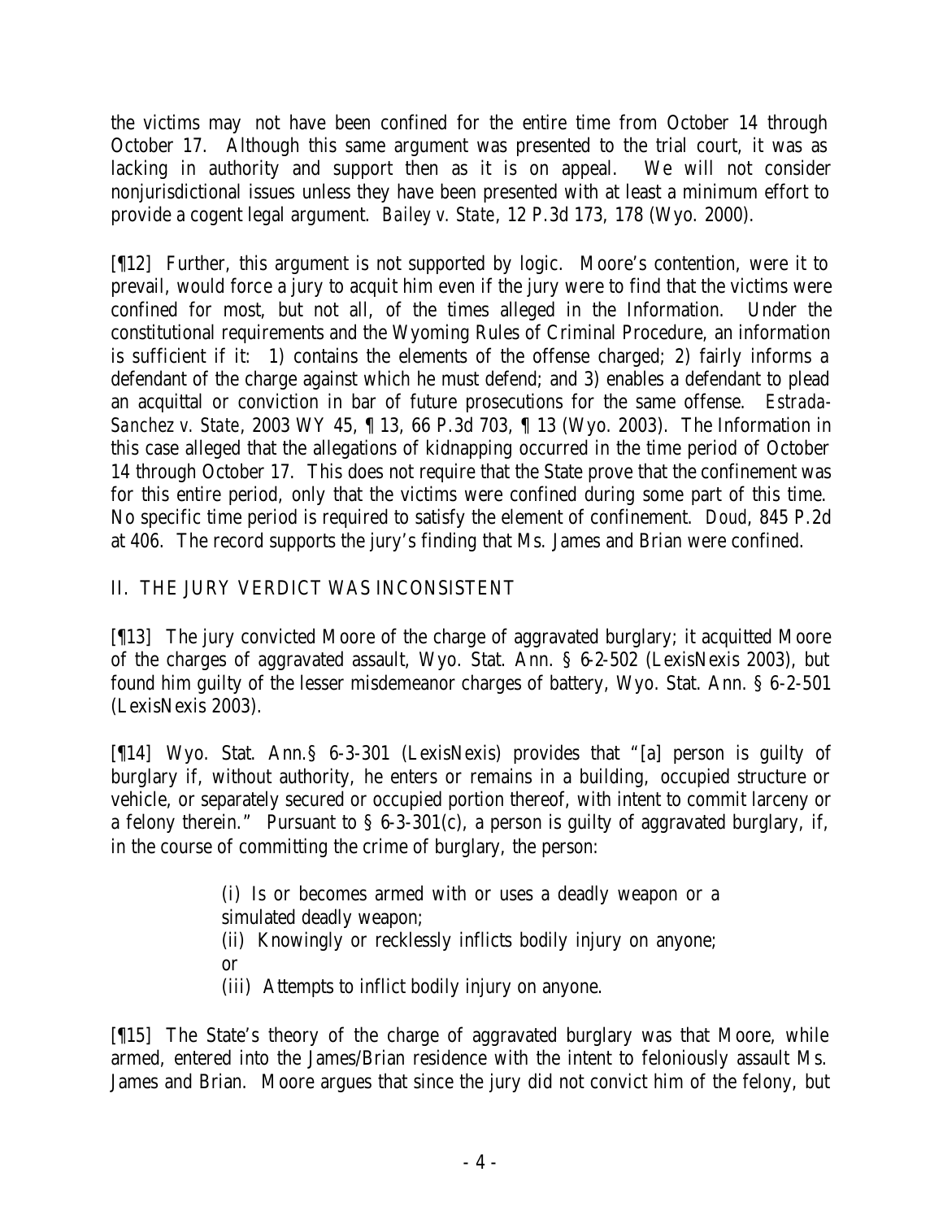the victims may not have been confined for the entire time from October 14 through October 17. Although this same argument was presented to the trial court, it was as lacking in authority and support then as it is on appeal. We will not consider nonjurisdictional issues unless they have been presented with at least a minimum effort to provide a cogent legal argument. *Bailey v. State*, 12 P.3d 173, 178 (Wyo. 2000).

[¶12] Further, this argument is not supported by logic. Moore's contention, were it to prevail, would force a jury to acquit him even if the jury were to find that the victims were confined for most, but not all, of the times alleged in the Information. Under the constitutional requirements and the Wyoming Rules of Criminal Procedure, an information is sufficient if it: 1) contains the elements of the offense charged; 2) fairly informs a defendant of the charge against which he must defend; and 3) enables a defendant to plead an acquittal or conviction in bar of future prosecutions for the same offense. *Estrada-Sanchez v. State*, 2003 WY 45, ¶ 13, 66 P.3d 703, ¶ 13 (Wyo. 2003). The Information in this case alleged that the allegations of kidnapping occurred in the time period of October 14 through October 17. This does not require that the State prove that the confinement was for this entire period, only that the victims were confined during some part of this time. No specific time period is required to satisfy the element of confinement. *Doud*, 845 P.2d at 406. The record supports the jury's finding that Ms. James and Brian were confined.

## II. THE JURY VERDICT WAS INCONSISTENT

[¶13] The jury convicted Moore of the charge of aggravated burglary; it acquitted Moore of the charges of aggravated assault, Wyo. Stat. Ann. § 6-2-502 (LexisNexis 2003), but found him guilty of the lesser misdemeanor charges of battery, Wyo. Stat. Ann. § 6-2-501 (LexisNexis 2003).

[¶14] Wyo. Stat. Ann.§ 6-3-301 (LexisNexis) provides that "[a] person is guilty of burglary if, without authority, he enters or remains in a building, occupied structure or vehicle, or separately secured or occupied portion thereof, with intent to commit larceny or a felony therein." Pursuant to § 6-3-301(c), a person is guilty of aggravated burglary, if, in the course of committing the crime of burglary, the person:

> (i) Is or becomes armed with or uses a deadly weapon or a simulated deadly weapon;
>
> (ii) Knowingly or recklessly inflicts bodily injury on anyone; or
>
> (iii) Attempts to inflict bodily injury on anyone.

[¶15] The State's theory of the charge of aggravated burglary was that Moore, while armed, entered into the James/Brian residence with the intent to feloniously assault Ms. James and Brian. Moore argues that since the jury did not convict him of the felony, but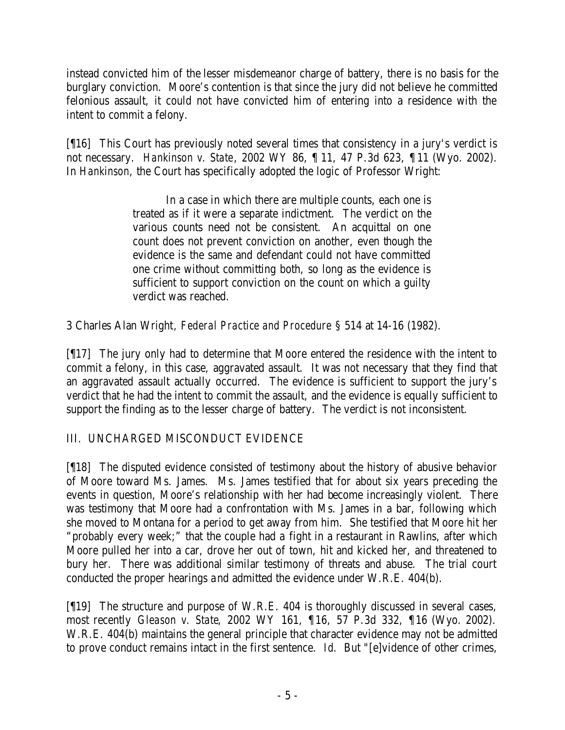instead convicted him of the lesser misdemeanor charge of battery, there is no basis for the burglary conviction. Moore's contention is that since the jury did not believe he committed felonious assault, it could not have convicted him of entering into a residence with the intent to commit a felony.

[¶16] This Court has previously noted several times that consistency in a jury's verdict is not necessary. *Hankinson v. State*, 2002 WY 86, ¶ 11, 47 P.3d 623, ¶ 11 (Wyo. 2002). In *Hankinson*, the Court has specifically adopted the logic of Professor Wright:

> In a case in which there are multiple counts, each one is treated as if it were a separate indictment. The verdict on the various counts need not be consistent. An acquittal on one count does not prevent conviction on another, even though the evidence is the same and defendant could not have committed one crime without committing both, so long as the evidence is sufficient to support conviction on the count on which a guilty verdict was reached.

3 Charles Alan Wright, *Federal Practice and Procedure* § 514 at 14-16 (1982).

[¶17] The jury only had to determine that Moore entered the residence with the intent to commit a felony, in this case, aggravated assault. It was not necessary that they find that an aggravated assault actually occurred. The evidence is sufficient to support the jury's verdict that he had the intent to commit the assault, and the evidence is equally sufficient to support the finding as to the lesser charge of battery. The verdict is not inconsistent.

## III. UNCHARGED MISCONDUCT EVIDENCE

[¶18] The disputed evidence consisted of testimony about the history of abusive behavior of Moore toward Ms. James. Ms. James testified that for about six years preceding the events in question, Moore's relationship with her had become increasingly violent. There was testimony that Moore had a confrontation with Ms. James in a bar, following which she moved to Montana for a period to get away from him. She testified that Moore hit her "probably every week;" that the couple had a fight in a restaurant in Rawlins, after which Moore pulled her into a car, drove her out of town, hit and kicked her, and threatened to bury her. There was additional similar testimony of threats and abuse. The trial court conducted the proper hearings and admitted the evidence under W.R.E. 404(b).

[¶19] The structure and purpose of W.R.E. 404 is thoroughly discussed in several cases, most recently *Gleason v. State*, 2002 WY 161, ¶ 16, 57 P.3d 332, ¶ 16 (Wyo. 2002). W.R.E. 404(b) maintains the general principle that character evidence may not be admitted to prove conduct remains intact in the first sentence. *Id.* But "[e]vidence of other crimes,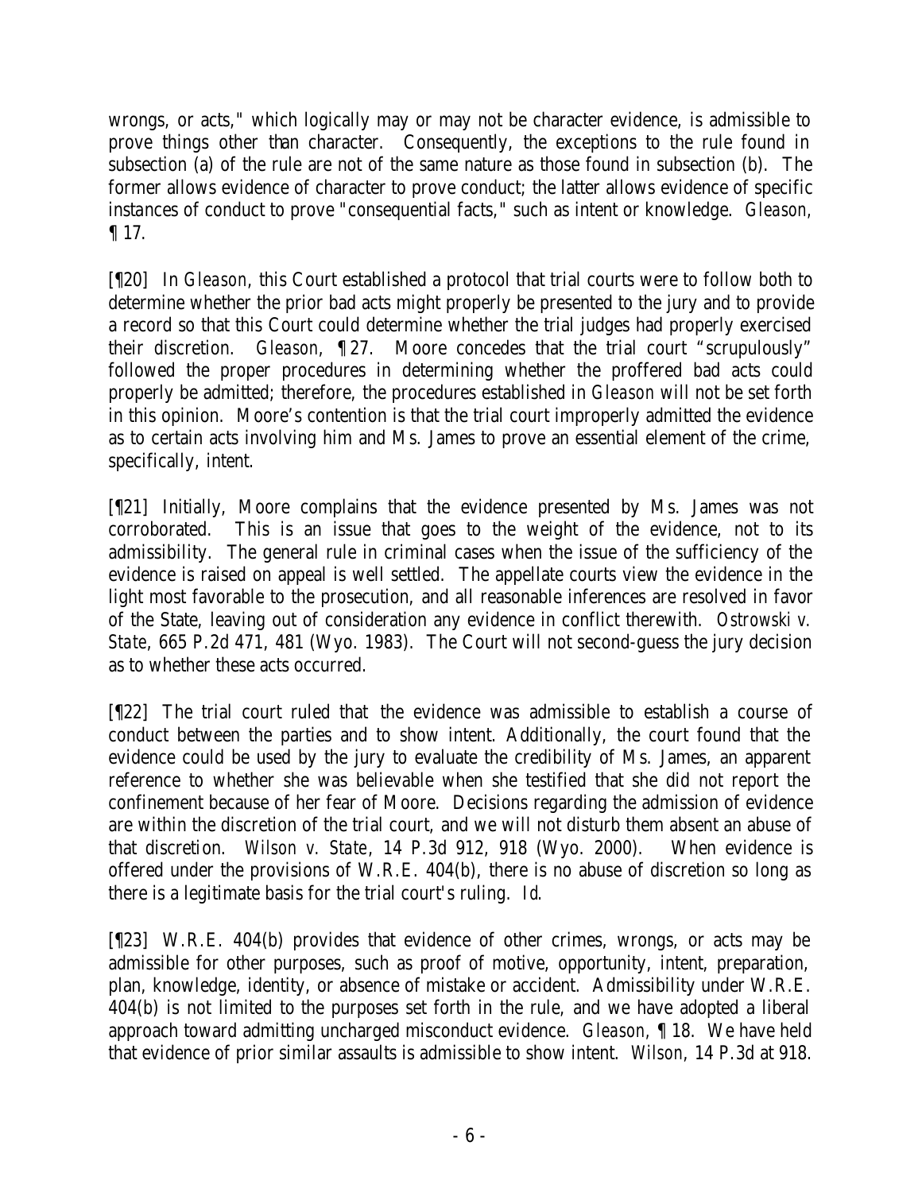wrongs, or acts," which logically may or may not be character evidence, is admissible to prove things other than character. Consequently, the exceptions to the rule found in subsection (a) of the rule are not of the same nature as those found in subsection (b). The former allows evidence of character to prove conduct; the latter allows evidence of specific instances of conduct to prove "consequential facts," such as intent or knowledge. *Gleason*, ¶ 17.

[¶20] In *Gleason*, this Court established a protocol that trial courts were to follow both to determine whether the prior bad acts might properly be presented to the jury and to provide a record so that this Court could determine whether the trial judges had properly exercised their discretion. *Gleason*, ¶ 27. Moore concedes that the trial court "scrupulously" followed the proper procedures in determining whether the proffered bad acts could properly be admitted; therefore, the procedures established in *Gleason* will not be set forth in this opinion. Moore's contention is that the trial court improperly admitted the evidence as to certain acts involving him and Ms. James to prove an essential element of the crime, specifically, intent.

[¶21] Initially, Moore complains that the evidence presented by Ms. James was not corroborated. This is an issue that goes to the weight of the evidence, not to its admissibility. The general rule in criminal cases when the issue of the sufficiency of the evidence is raised on appeal is well settled. The appellate courts view the evidence in the light most favorable to the prosecution, and all reasonable inferences are resolved in favor of the State, leaving out of consideration any evidence in conflict therewith. *Ostrowski v. State*, 665 P.2d 471, 481 (Wyo. 1983). The Court will not second-guess the jury decision as to whether these acts occurred.

[¶22] The trial court ruled that the evidence was admissible to establish a course of conduct between the parties and to show intent. Additionally, the court found that the evidence could be used by the jury to evaluate the credibility of Ms. James, an apparent reference to whether she was believable when she testified that she did not report the confinement because of her fear of Moore. Decisions regarding the admission of evidence are within the discretion of the trial court, and we will not disturb them absent an abuse of that discretion. *Wilson v. State*, 14 P.3d 912, 918 (Wyo. 2000). When evidence is offered under the provisions of W.R.E. 404(b), there is no abuse of discretion so long as there is a legitimate basis for the trial court's ruling. *Id*.

[¶23] W.R.E. 404(b) provides that evidence of other crimes, wrongs, or acts may be admissible for other purposes, such as proof of motive, opportunity, intent, preparation, plan, knowledge, identity, or absence of mistake or accident. Admissibility under W.R.E. 404(b) is not limited to the purposes set forth in the rule, and we have adopted a liberal approach toward admitting uncharged misconduct evidence. *Gleason*, ¶ 18. We have held that evidence of prior similar assaults is admissible to show intent. *Wilson*, 14 P.3d at 918.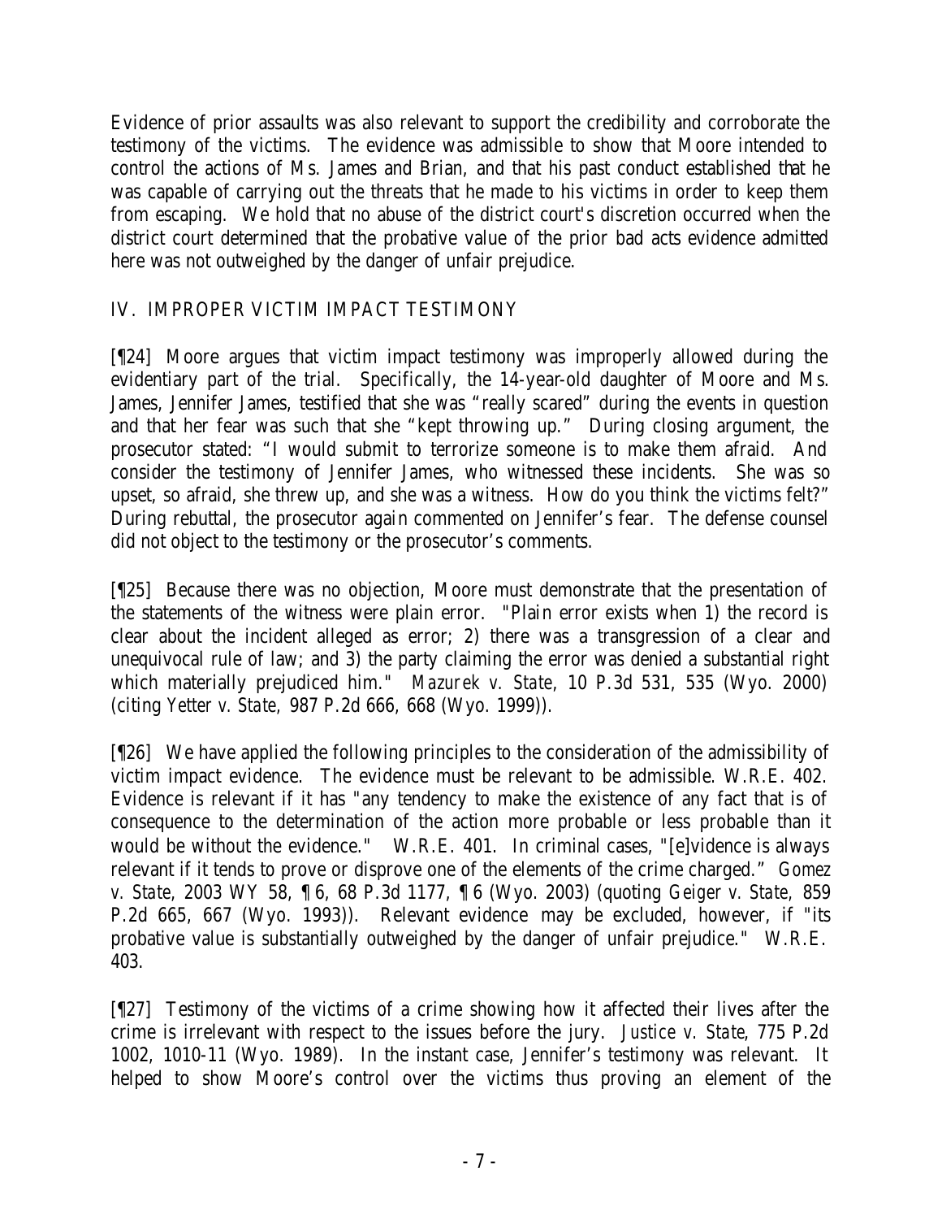Evidence of prior assaults was also relevant to support the credibility and corroborate the testimony of the victims. The evidence was admissible to show that Moore intended to control the actions of Ms. James and Brian, and that his past conduct established that he was capable of carrying out the threats that he made to his victims in order to keep them from escaping. We hold that no abuse of the district court's discretion occurred when the district court determined that the probative value of the prior bad acts evidence admitted here was not outweighed by the danger of unfair prejudice.

## IV. IMPROPER VICTIM IMPACT TESTIMONY

[¶24] Moore argues that victim impact testimony was improperly allowed during the evidentiary part of the trial. Specifically, the 14-year-old daughter of Moore and Ms. James, Jennifer James, testified that she was "really scared" during the events in question and that her fear was such that she "kept throwing up." During closing argument, the prosecutor stated: "I would submit to terrorize someone is to make them afraid. And consider the testimony of Jennifer James, who witnessed these incidents. She was so upset, so afraid, she threw up, and she was a witness. How do you think the victims felt?" During rebuttal, the prosecutor again commented on Jennifer's fear. The defense counsel did not object to the testimony or the prosecutor's comments.

[¶25] Because there was no objection, Moore must demonstrate that the presentation of the statements of the witness were plain error. "Plain error exists when 1) the record is clear about the incident alleged as error; 2) there was a transgression of a clear and unequivocal rule of law; and 3) the party claiming the error was denied a substantial right which materially prejudiced him." *Mazurek v. State*, 10 P.3d 531, 535 (Wyo. 2000) (citing *Yetter v. State*, 987 P.2d 666, 668 (Wyo. 1999)).

[¶26] We have applied the following principles to the consideration of the admissibility of victim impact evidence. The evidence must be relevant to be admissible. W.R.E. 402. Evidence is relevant if it has "any tendency to make the existence of any fact that is of consequence to the determination of the action more probable or less probable than it would be without the evidence." W.R.E. 401. In criminal cases, "[e]vidence is always relevant if it tends to prove or disprove one of the elements of the crime charged." *Gomez v. State*, 2003 WY 58, ¶ 6, 68 P.3d 1177, ¶ 6 (Wyo. 2003) (quoting *Geiger v. State*, 859 P.2d 665, 667 (Wyo. 1993)). Relevant evidence may be excluded, however, if "its probative value is substantially outweighed by the danger of unfair prejudice." W.R.E. 403.

[¶27] Testimony of the victims of a crime showing how it affected their lives after the crime is irrelevant with respect to the issues before the jury. *Justice v. State*, 775 P.2d 1002, 1010-11 (Wyo. 1989). In the instant case, Jennifer's testimony was relevant. It helped to show Moore's control over the victims thus proving an element of the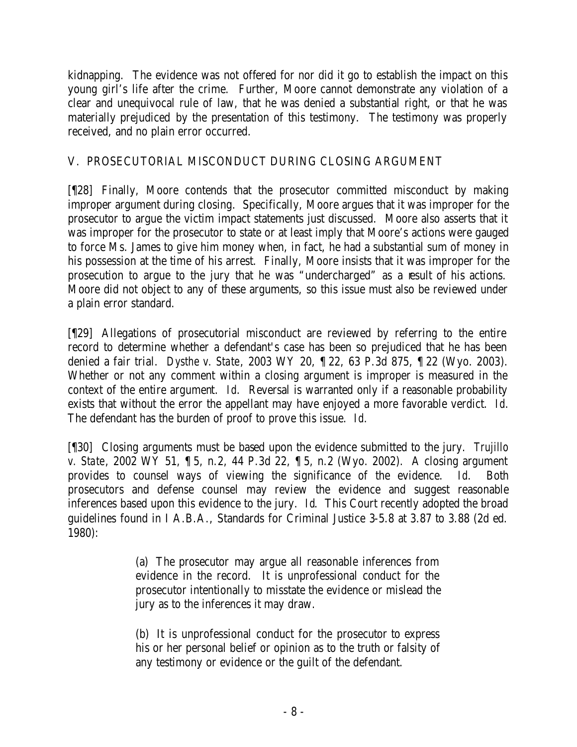kidnapping. The evidence was not offered for nor did it go to establish the impact on this young girl's life after the crime. Further, Moore cannot demonstrate any violation of a clear and unequivocal rule of law, that he was denied a substantial right, or that he was materially prejudiced by the presentation of this testimony. The testimony was properly received, and no plain error occurred.

## V. PROSECUTORIAL MISCONDUCT DURING CLOSING ARGUMENT

[¶28] Finally, Moore contends that the prosecutor committed misconduct by making improper argument during closing. Specifically, Moore argues that it was improper for the prosecutor to argue the victim impact statements just discussed. Moore also asserts that it was improper for the prosecutor to state or at least imply that Moore's actions were gauged to force Ms. James to give him money when, in fact, he had a substantial sum of money in his possession at the time of his arrest. Finally, Moore insists that it was improper for the prosecution to argue to the jury that he was "undercharged" as a result of his actions. Moore did not object to any of these arguments, so this issue must also be reviewed under a plain error standard.

[¶29] Allegations of prosecutorial misconduct are reviewed by referring to the entire record to determine whether a defendant's case has been so prejudiced that he has been denied a fair trial. *Dysthe v. State*, 2003 WY 20, ¶ 22, 63 P.3d 875, ¶ 22 (Wyo. 2003). Whether or not any comment within a closing argument is improper is measured in the context of the entire argument. *Id.* Reversal is warranted only if a reasonable probability exists that without the error the appellant may have enjoyed a more favorable verdict. *Id.* The defendant has the burden of proof to prove this issue. *Id.*

[¶30] Closing arguments must be based upon the evidence submitted to the jury. *Trujillo v. State*, 2002 WY 51, ¶ 5, n.2, 44 P.3d 22, ¶ 5, n.2 (Wyo. 2002). A closing argument provides to counsel ways of viewing the significance of the evidence. *Id.* Both prosecutors and defense counsel may review the evidence and suggest reasonable inferences based upon this evidence to the jury. *Id.* This Court recently adopted the broad guidelines found in I A.B.A., Standards for Criminal Justice 3-5.8 at 3.87 to 3.88 (2d ed. 1980):

> (a) The prosecutor may argue all reasonable inferences from evidence in the record. It is unprofessional conduct for the prosecutor intentionally to misstate the evidence or mislead the jury as to the inferences it may draw.
>
> (b) It is unprofessional conduct for the prosecutor to express his or her personal belief or opinion as to the truth or falsity of any testimony or evidence or the guilt of the defendant.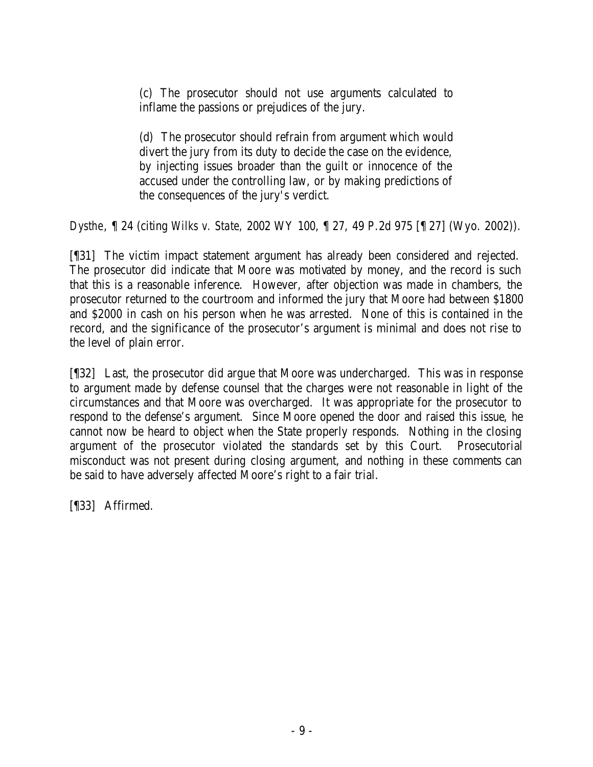> (c) The prosecutor should not use arguments calculated to inflame the passions or prejudices of the jury.
>
> (d) The prosecutor should refrain from argument which would divert the jury from its duty to decide the case on the evidence, by injecting issues broader than the guilt or innocence of the accused under the controlling law, or by making predictions of the consequences of the jury's verdict.

*Dysthe*, ¶ 24 (citing *Wilks v. State*, 2002 WY 100, ¶ 27, 49 P.2d 975 [¶ 27] (Wyo. 2002)).

[¶31] The victim impact statement argument has already been considered and rejected. The prosecutor did indicate that Moore was motivated by money, and the record is such that this is a reasonable inference. However, after objection was made in chambers, the prosecutor returned to the courtroom and informed the jury that Moore had between $1800 and $2000 in cash on his person when he was arrested. None of this is contained in the record, and the significance of the prosecutor's argument is minimal and does not rise to the level of plain error.

[¶32] Last, the prosecutor did argue that Moore was undercharged. This was in response to argument made by defense counsel that the charges were not reasonable in light of the circumstances and that Moore was overcharged. It was appropriate for the prosecutor to respond to the defense's argument. Since Moore opened the door and raised this issue, he cannot now be heard to object when the State properly responds. Nothing in the closing argument of the prosecutor violated the standards set by this Court. Prosecutorial misconduct was not present during closing argument, and nothing in these comments can be said to have adversely affected Moore's right to a fair trial.

[¶33] Affirmed.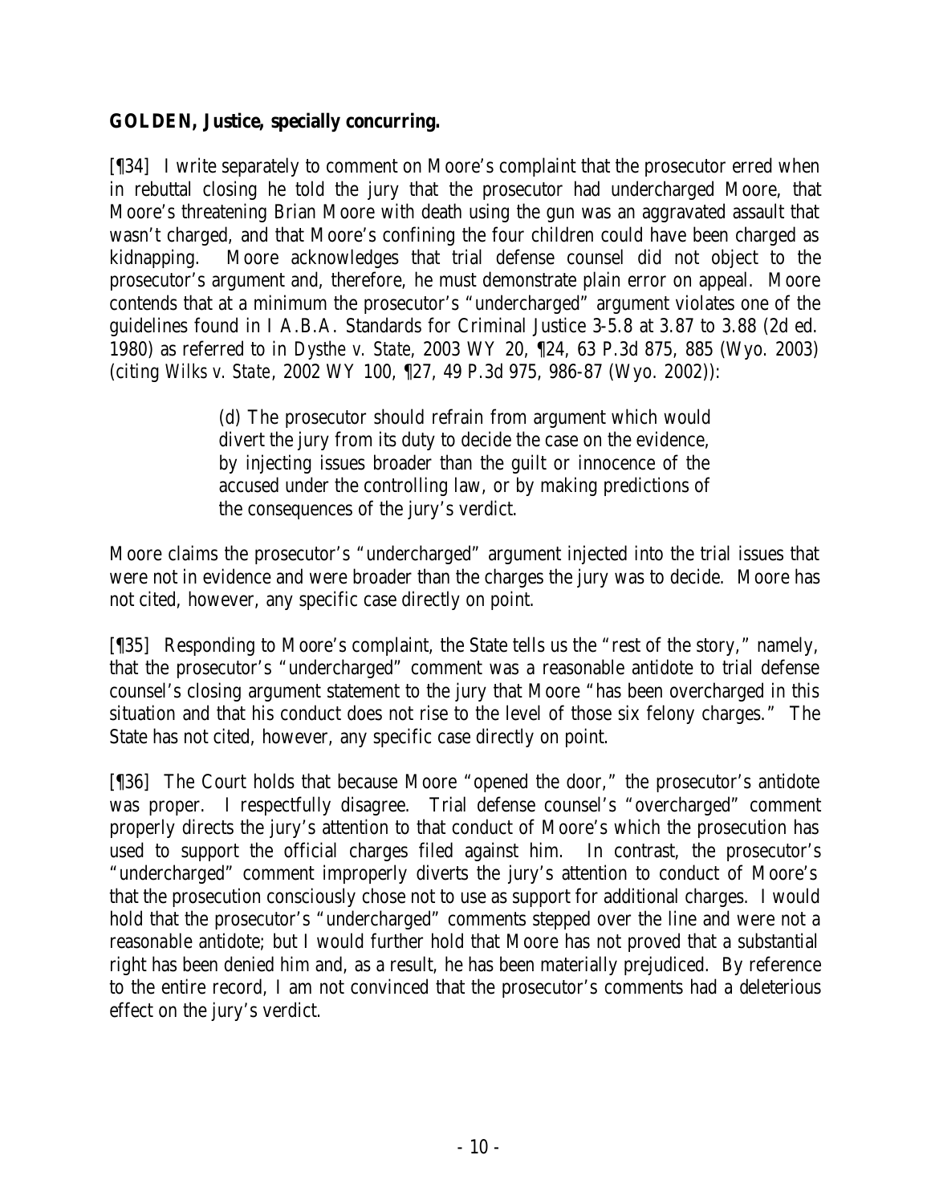**GOLDEN, Justice, specially concurring.**

[¶34] I write separately to comment on Moore's complaint that the prosecutor erred when in rebuttal closing he told the jury that the prosecutor had undercharged Moore, that Moore's threatening Brian Moore with death using the gun was an aggravated assault that wasn't charged, and that Moore's confining the four children could have been charged as kidnapping. Moore acknowledges that trial defense counsel did not object to the prosecutor's argument and, therefore, he must demonstrate plain error on appeal. Moore contends that at a minimum the prosecutor's "undercharged" argument violates one of the guidelines found in I A.B.A. Standards for Criminal Justice 3-5.8 at 3.87 to 3.88 (2d ed. 1980) as referred to in *Dysthe v. State*, 2003 WY 20, ¶24, 63 P.3d 875, 885 (Wyo. 2003) (citing *Wilks v. State*, 2002 WY 100, ¶27, 49 P.3d 975, 986-87 (Wyo. 2002)):

> (d) The prosecutor should refrain from argument which would divert the jury from its duty to decide the case on the evidence, by injecting issues broader than the guilt or innocence of the accused under the controlling law, or by making predictions of the consequences of the jury's verdict.

Moore claims the prosecutor's "undercharged" argument injected into the trial issues that were not in evidence and were broader than the charges the jury was to decide. Moore has not cited, however, any specific case directly on point.

[¶35] Responding to Moore's complaint, the State tells us the "rest of the story," namely, that the prosecutor's "undercharged" comment was a reasonable antidote to trial defense counsel's closing argument statement to the jury that Moore "has been overcharged in this situation and that his conduct does not rise to the level of those six felony charges." The State has not cited, however, any specific case directly on point.

[¶36] The Court holds that because Moore "opened the door," the prosecutor's antidote was proper. I respectfully disagree. Trial defense counsel's "overcharged" comment properly directs the jury's attention to that conduct of Moore's which the prosecution has used to support the official charges filed against him. In contrast, the prosecutor's "undercharged" comment improperly diverts the jury's attention to conduct of Moore's that the prosecution consciously chose not to use as support for additional charges. I would hold that the prosecutor's "undercharged" comments stepped over the line and were not a reasonable antidote; but I would further hold that Moore has not proved that a substantial right has been denied him and, as a result, he has been materially prejudiced. By reference to the entire record, I am not convinced that the prosecutor's comments had a deleterious effect on the jury's verdict.